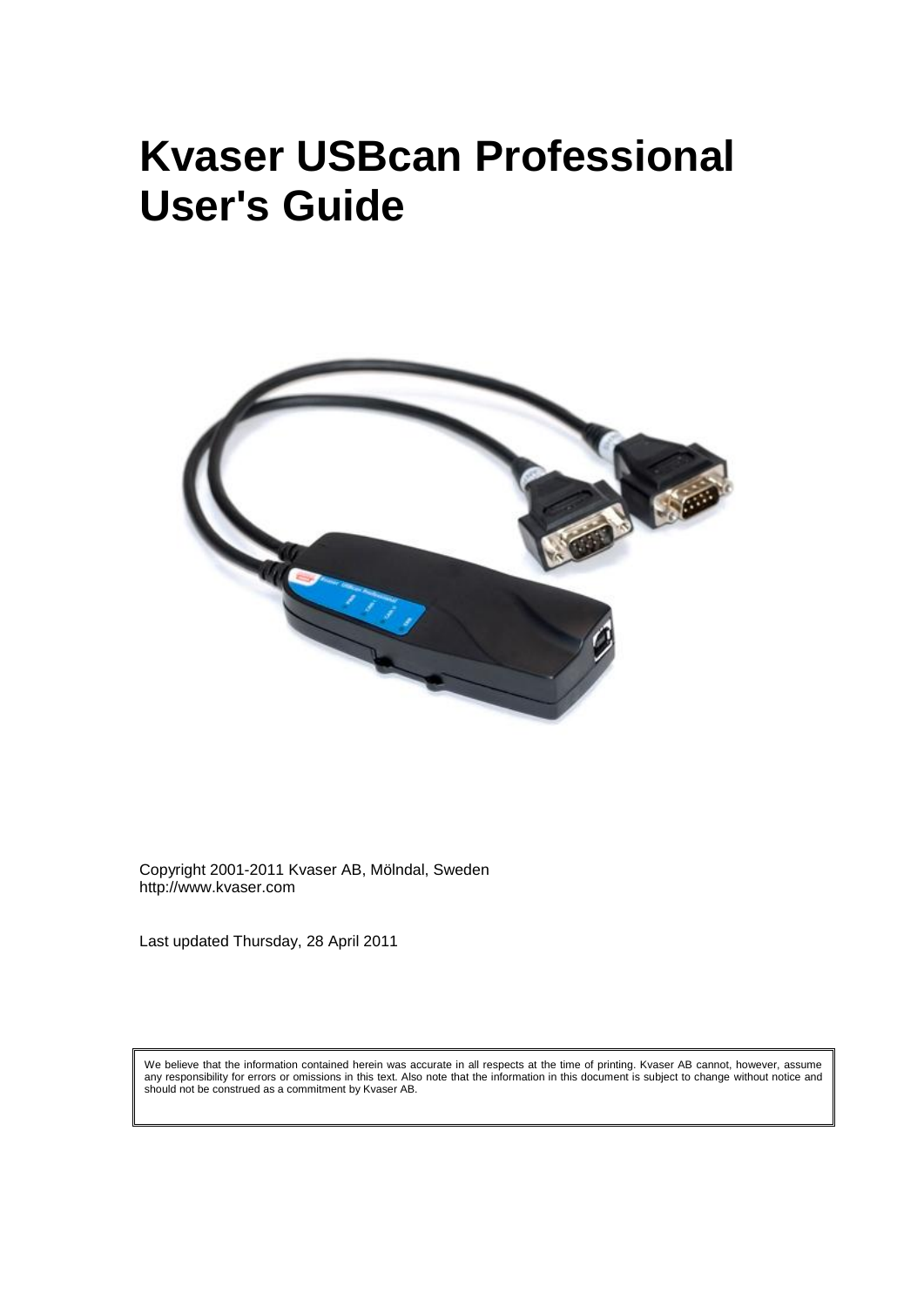# Kvaser USBcan Professional User's Guide

Copyright 2001-2011 Kvaser AB, Mölndal, Sweden
http://www.kvaser.com

Last updated Thursday, 28 April 2011

We believe that the information contained herein was accurate in all respects at the time of printing. Kvaser AB cannot, however, assume any responsibility for errors or omissions in this text. Also note that the information in this document is subject to change without notice and should not be construed as a commitment by Kvaser AB.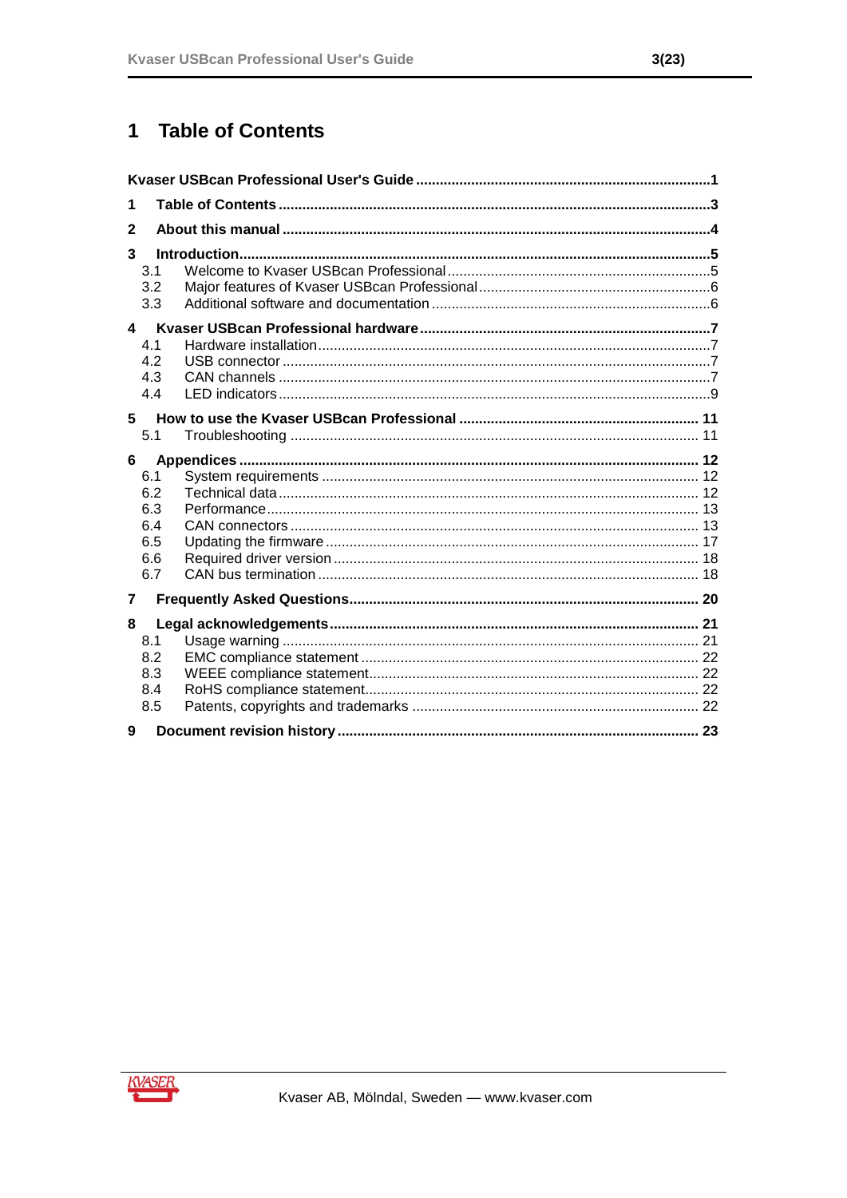# 1 Table of Contents

**Kaser USBcan Professional User's Guide** .......................................................................... **1**

**1 Table of Contents** ............................................................................................................ **3**

**2 About this manual** ........................................................................................................... **4**

**3 Introduction** ...................................................................................................................... **5**

- 3.1 Welcome to Kvaser USBcan Professional .................................................................. 5
- 3.2 Major features of Kvaser USBcan Professional ........................................................... 6
- 3.3 Additional software and documentation ...................................................................... 6

**4 Kvaser USBcan Professional hardware** ......................................................................... **7**

- 4.1 Hardware installation ................................................................................................... 7
- 4.2 USB connector ............................................................................................................ 7
- 4.3 CAN channels ............................................................................................................. 7
- 4.4 LED indicators ............................................................................................................. 9

**5 How to use the Kvaser USBcan Professional** ............................................................ **11**

- 5.1 Troubleshooting ....................................................................................................... 11

**6 Appendices** .................................................................................................................... **12**

- 6.1 System requirements ............................................................................................... 12
- 6.2 Technical data .......................................................................................................... 12
- 6.3 Performance ............................................................................................................. 13
- 6.4 CAN connectors ....................................................................................................... 13
- 6.5 Updating the firmware .............................................................................................. 17
- 6.6 Required driver version ............................................................................................ 18
- 6.7 CAN bus termination ................................................................................................ 18

**7 Frequently Asked Questions** ........................................................................................ **20**

**8 Legal acknowledgements** ............................................................................................. **21**

- 8.1 Usage warning ......................................................................................................... 21
- 8.2 EMC compliance statement ..................................................................................... 22
- 8.3 WEEE compliance statement ................................................................................... 22
- 8.4 RoHS compliance statement .................................................................................... 22
- 8.5 Patents, copyrights and trademarks ........................................................................ 22

**9 Document revision history** ........................................................................................... **23**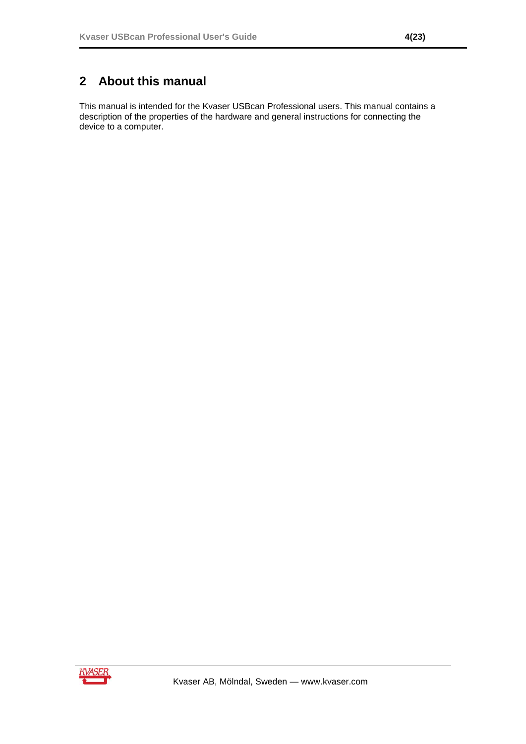## 2 About this manual

This manual is intended for the Kvaser USBcan Professional users. This manual contains a description of the properties of the hardware and general instructions for connecting the device to a computer.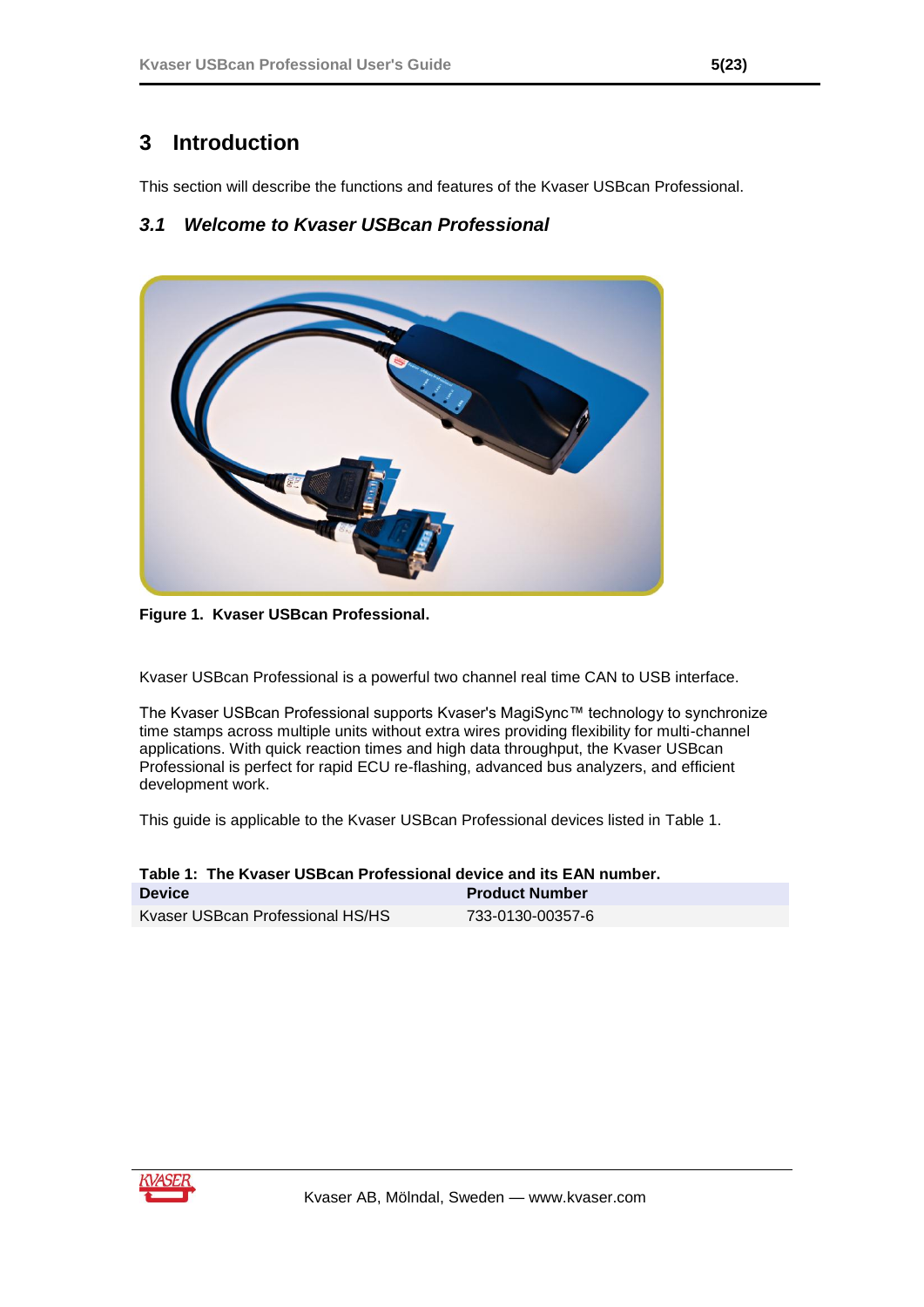# 3 Introduction

This section will describe the functions and features of the Kvaser USBcan Professional.

## 3.1 *Welcome to Kvaser USBcan Professional*

**Figure 1. Kvaser USBcan Professional.**

Kvaser USBcan Professional is a powerful two channel real time CAN to USB interface.

The Kvaser USBcan Professional supports Kvaser's MagiSync™ technology to synchronize time stamps across multiple units without extra wires providing flexibility for multi-channel applications. With quick reaction times and high data throughput, the Kvaser USBcan Professional is perfect for rapid ECU re-flashing, advanced bus analyzers, and efficient development work.

This guide is applicable to the Kvaser USBcan Professional devices listed in Table 1.

**Table 1: The Kvaser USBcan Professional device and its EAN number.**

| Device | Product Number |
| --- | --- |
| Kvaser USBcan Professional HS/HS | 733-0130-00357-6 |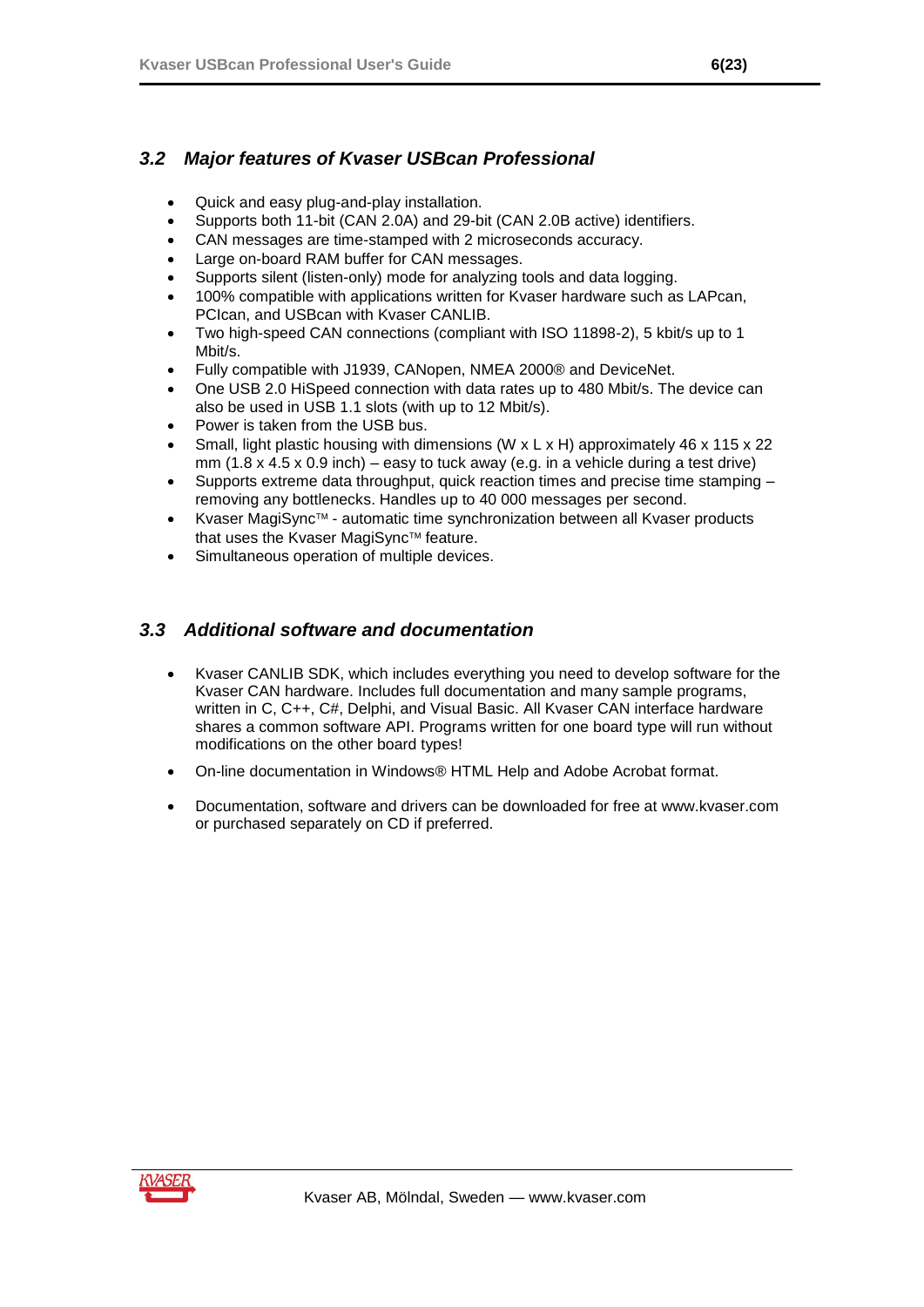## 3.2 Major features of Kvaser USBcan Professional

- Quick and easy plug-and-play installation.
- Supports both 11-bit (CAN 2.0A) and 29-bit (CAN 2.0B active) identifiers.
- CAN messages are time-stamped with 2 microseconds accuracy.
- Large on-board RAM buffer for CAN messages.
- Supports silent (listen-only) mode for analyzing tools and data logging.
- 100% compatible with applications written for Kvaser hardware such as LAPcan, PCIcan, and USBcan with Kvaser CANLIB.
- Two high-speed CAN connections (compliant with ISO 11898-2), 5 kbit/s up to 1 Mbit/s.
- Fully compatible with J1939, CANopen, NMEA 2000® and DeviceNet.
- One USB 2.0 HiSpeed connection with data rates up to 480 Mbit/s. The device can also be used in USB 1.1 slots (with up to 12 Mbit/s).
- Power is taken from the USB bus.
- Small, light plastic housing with dimensions (W x L x H) approximately 46 x 115 x 22 mm (1.8 x 4.5 x 0.9 inch) – easy to tuck away (e.g. in a vehicle during a test drive)
- Supports extreme data throughput, quick reaction times and precise time stamping – removing any bottlenecks. Handles up to 40 000 messages per second.
- Kvaser MagiSync™ - automatic time synchronization between all Kvaser products that uses the Kvaser MagiSync™ feature.
- Simultaneous operation of multiple devices.

## 3.3 Additional software and documentation

- Kvaser CANLIB SDK, which includes everything you need to develop software for the Kvaser CAN hardware. Includes full documentation and many sample programs, written in C, C++, C#, Delphi, and Visual Basic. All Kvaser CAN interface hardware shares a common software API. Programs written for one board type will run without modifications on the other board types!
- On-line documentation in Windows® HTML Help and Adobe Acrobat format.
- Documentation, software and drivers can be downloaded for free at www.kvaser.com or purchased separately on CD if preferred.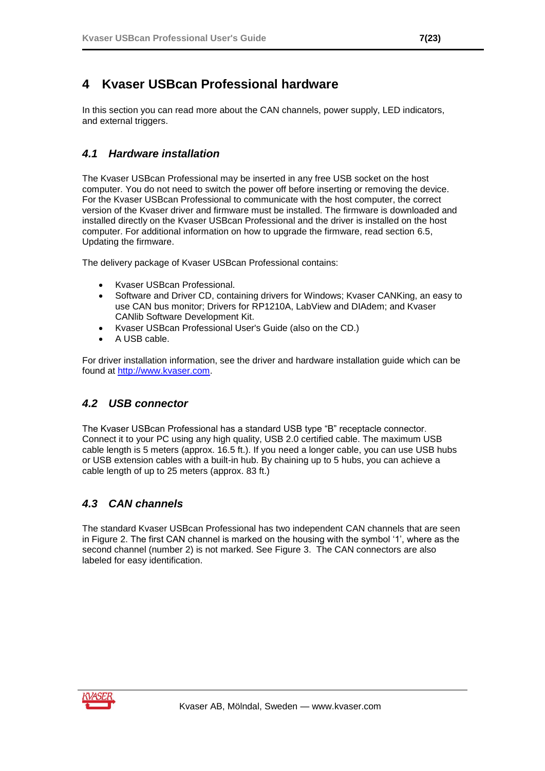# 4 Kvaser USBcan Professional hardware

In this section you can read more about the CAN channels, power supply, LED indicators, and external triggers.

## *4.1 Hardware installation*

The Kvaser USBcan Professional may be inserted in any free USB socket on the host computer. You do not need to switch the power off before inserting or removing the device. For the Kvaser USBcan Professional to communicate with the host computer, the correct version of the Kvaser driver and firmware must be installed. The firmware is downloaded and installed directly on the Kvaser USBcan Professional and the driver is installed on the host computer. For additional information on how to upgrade the firmware, read section 6.5, Updating the firmware.

The delivery package of Kvaser USBcan Professional contains:

- Kvaser USBcan Professional.
- Software and Driver CD, containing drivers for Windows; Kvaser CANKing, an easy to use CAN bus monitor; Drivers for RP1210A, LabView and DIAdem; and Kvaser CANlib Software Development Kit.
- Kvaser USBcan Professional User's Guide (also on the CD.)
- A USB cable.

For driver installation information, see the driver and hardware installation guide which can be found at [http://www.kvaser.com](http://www.kvaser.com).

## *4.2 USB connector*

The Kvaser USBcan Professional has a standard USB type "B" receptacle connector. Connect it to your PC using any high quality, USB 2.0 certified cable. The maximum USB cable length is 5 meters (approx. 16.5 ft.). If you need a longer cable, you can use USB hubs or USB extension cables with a built-in hub. By chaining up to 5 hubs, you can achieve a cable length of up to 25 meters (approx. 83 ft.)

## *4.3 CAN channels*

The standard Kvaser USBcan Professional has two independent CAN channels that are seen in Figure 2. The first CAN channel is marked on the housing with the symbol '1', where as the second channel (number 2) is not marked. See Figure 3. The CAN connectors are also labeled for easy identification.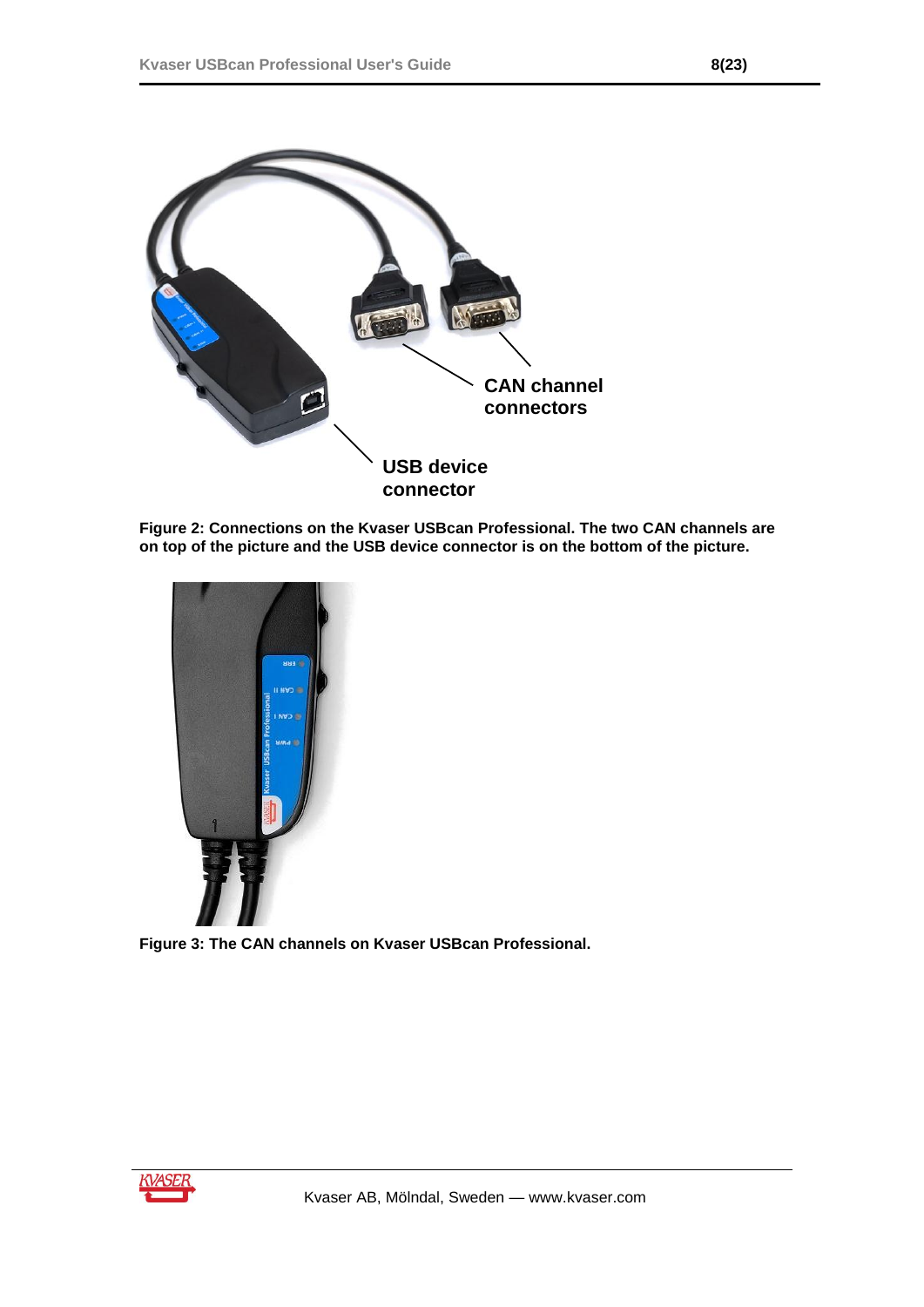CAN channel connectors

USB device connector

**Figure 2: Connections on the Kvaser USBcan Professional. The two CAN channels are on top of the picture and the USB device connector is on the bottom of the picture.**

**Figure 3: The CAN channels on Kvaser USBcan Professional.**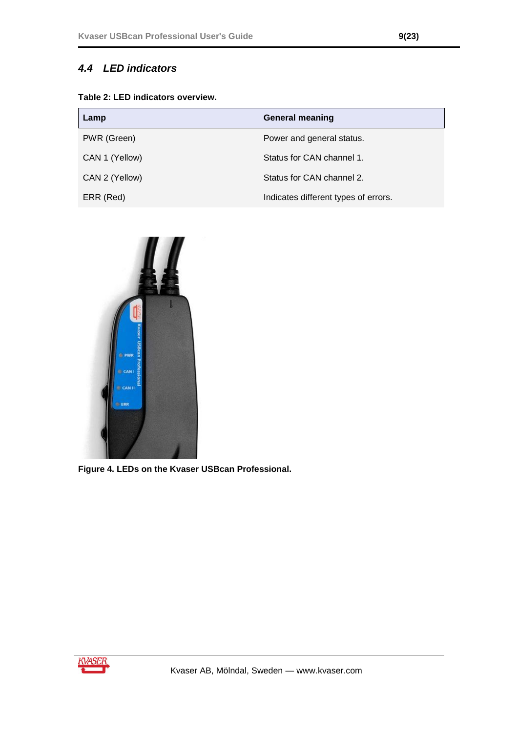## 4.4 LED indicators

**Table 2: LED indicators overview.**

| Lamp | General meaning |
|---|---|
| PWR (Green) | Power and general status. |
| CAN 1 (Yellow) | Status for CAN channel 1. |
| CAN 2 (Yellow) | Status for CAN channel 2. |
| ERR (Red) | Indicates different types of errors. |

**Figure 4. LEDs on the Kvaser USBcan Professional.**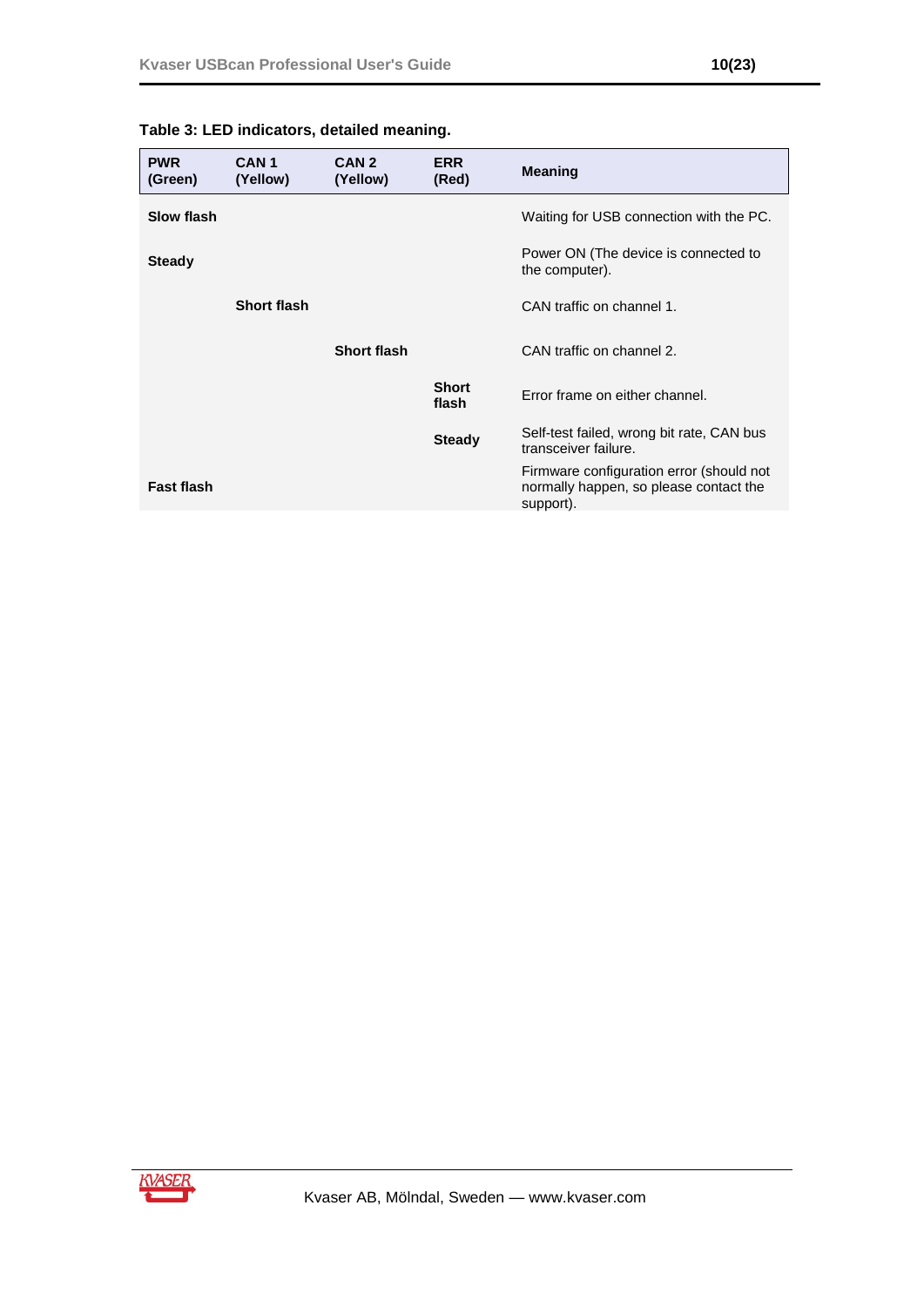**Table 3: LED indicators, detailed meaning.**

| PWR (Green) | CAN 1 (Yellow) | CAN 2 (Yellow) | ERR (Red) | Meaning |
|---|---|---|---|---|
| **Slow flash** | | | | Waiting for USB connection with the PC. |
| **Steady** | | | | Power ON (The device is connected to the computer). |
| | **Short flash** | | | CAN traffic on channel 1. |
| | | **Short flash** | | CAN traffic on channel 2. |
| | | | **Short flash** | Error frame on either channel. |
| | | | **Steady** | Self-test failed, wrong bit rate, CAN bus transceiver failure. |
| **Fast flash** | | | | Firmware configuration error (should not normally happen, so please contact the support). |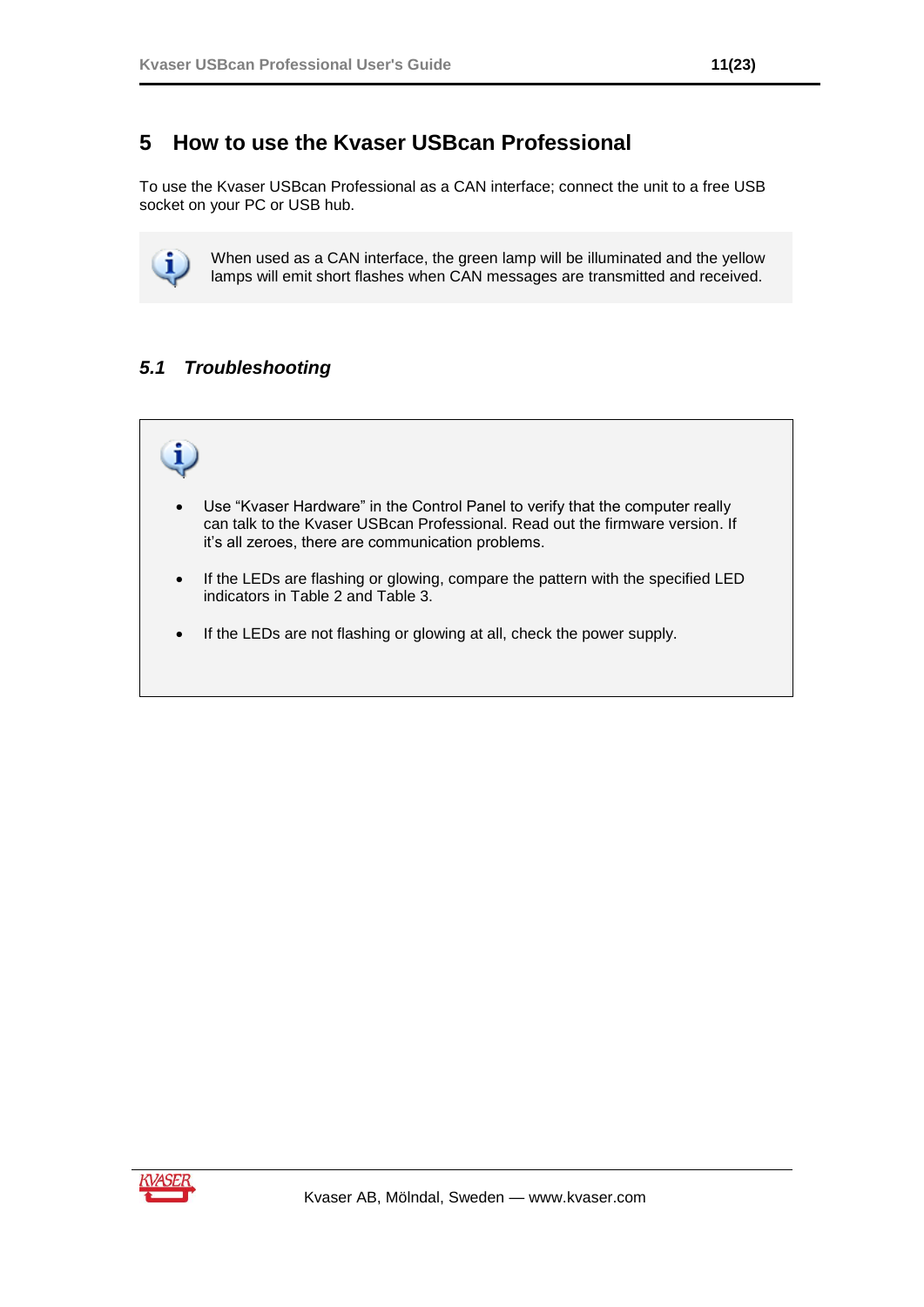# 5 How to use the Kvaser USBcan Professional

To use the Kvaser USBcan Professional as a CAN interface; connect the unit to a free USB socket on your PC or USB hub.

> When used as a CAN interface, the green lamp will be illuminated and the yellow lamps will emit short flashes when CAN messages are transmitted and received.

## *5.1 Troubleshooting*

- Use “Kvaser Hardware” in the Control Panel to verify that the computer really can talk to the Kvaser USBcan Professional. Read out the firmware version. If it’s all zeroes, there are communication problems.
- If the LEDs are flashing or glowing, compare the pattern with the specified LED indicators in Table 2 and Table 3.
- If the LEDs are not flashing or glowing at all, check the power supply.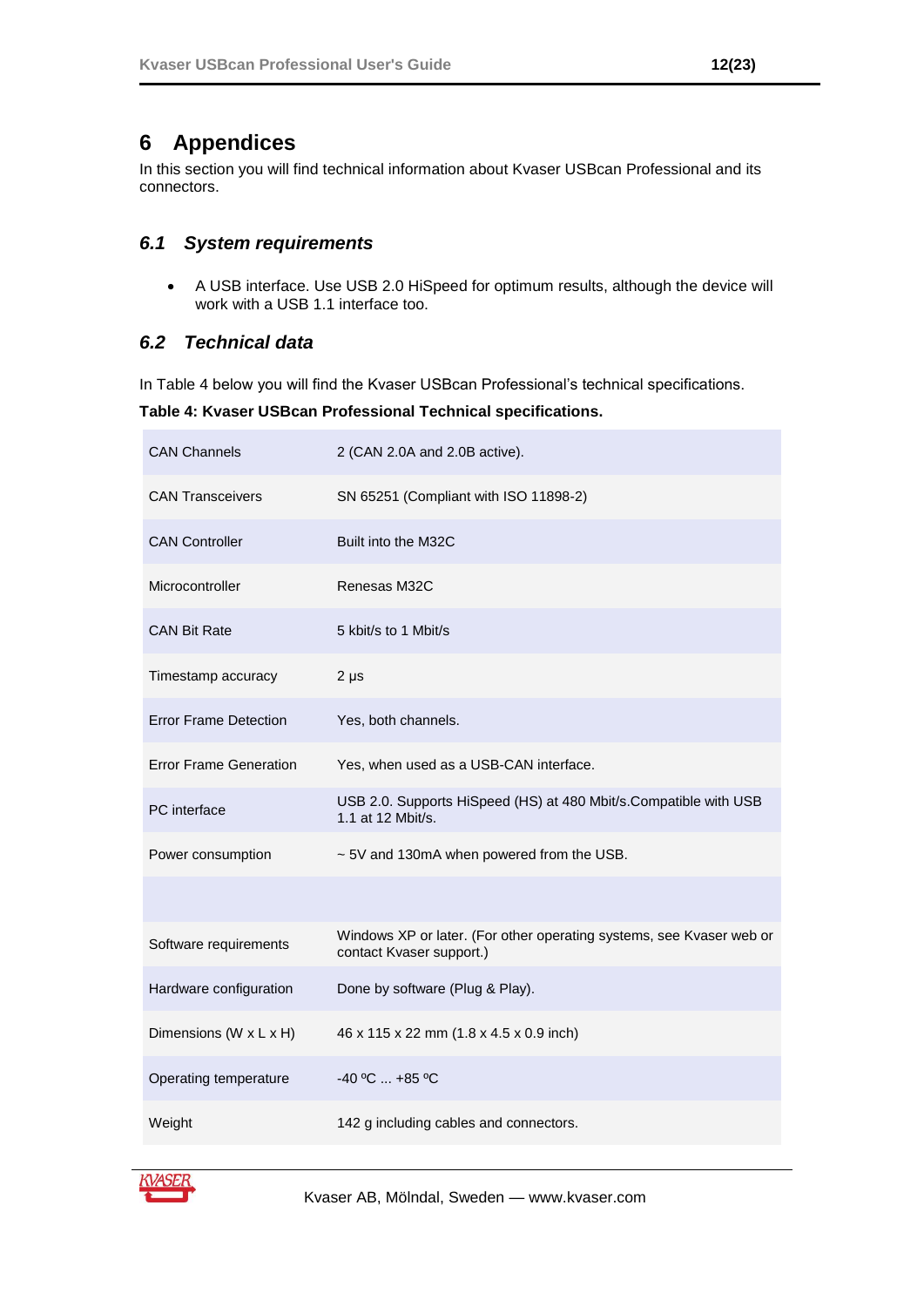# 6 Appendices

In this section you will find technical information about Kvaser USBcan Professional and its connectors.

## *6.1 System requirements*

- A USB interface. Use USB 2.0 HiSpeed for optimum results, although the device will work with a USB 1.1 interface too.

## *6.2 Technical data*

In Table 4 below you will find the Kvaser USBcan Professional's technical specifications.

**Table 4: Kvaser USBcan Professional Technical specifications.**

| | |
|---|---|
| CAN Channels | 2 (CAN 2.0A and 2.0B active). |
| CAN Transceivers | SN 65251 (Compliant with ISO 11898-2) |
| CAN Controller | Built into the M32C |
| Microcontroller | Renesas M32C |
| CAN Bit Rate | 5 kbit/s to 1 Mbit/s |
| Timestamp accuracy | 2 μs |
| Error Frame Detection | Yes, both channels. |
| Error Frame Generation | Yes, when used as a USB-CAN interface. |
| PC interface | USB 2.0. Supports HiSpeed (HS) at 480 Mbit/s.Compatible with USB 1.1 at 12 Mbit/s. |
| Power consumption | ~ 5V and 130mA when powered from the USB. |
| | |
| Software requirements | Windows XP or later. (For other operating systems, see Kvaser web or contact Kvaser support.) |
| Hardware configuration | Done by software (Plug & Play). |
| Dimensions (W x L x H) | 46 x 115 x 22 mm (1.8 x 4.5 x 0.9 inch) |
| Operating temperature | -40 ºC ... +85 ºC |
| Weight | 142 g including cables and connectors. |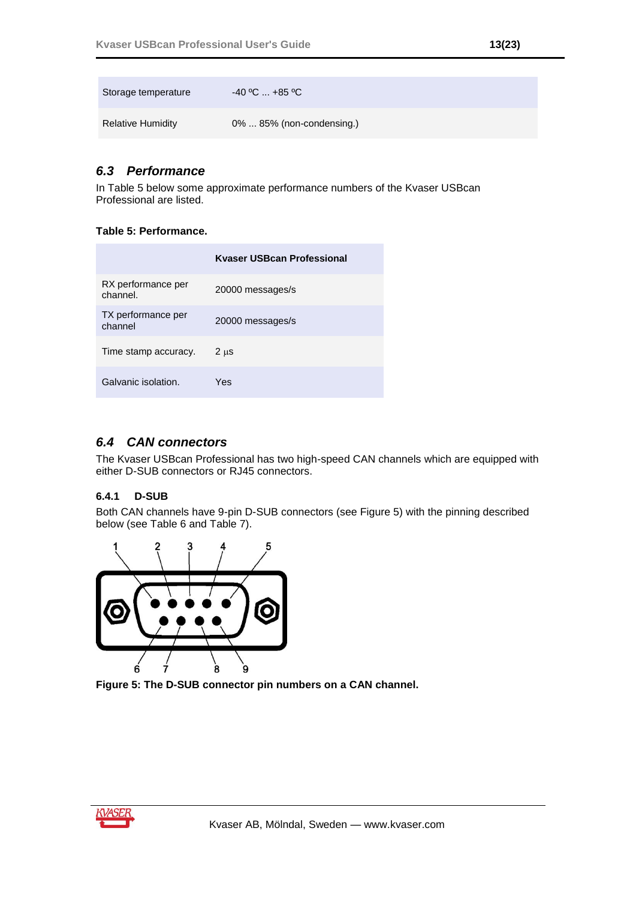| Storage temperature | -40 ºC ... +85 ºC |
|---|---|
| Relative Humidity | 0% ... 85% (non-condensing.) |

## 6.3 Performance

In Table 5 below some approximate performance numbers of the Kvaser USBcan Professional are listed.

**Table 5: Performance.**

| | Kvaser USBcan Professional |
|---|---|
| RX performance per channel. | 20000 messages/s |
| TX performance per channel | 20000 messages/s |
| Time stamp accuracy. | 2 μs |
| Galvanic isolation. | Yes |

## 6.4 CAN connectors

The Kvaser USBcan Professional has two high-speed CAN channels which are equipped with either D-SUB connectors or RJ45 connectors.

### 6.4.1 D-SUB

Both CAN channels have 9-pin D-SUB connectors (see Figure 5) with the pinning described below (see Table 6 and Table 7).

**Figure 5: The D-SUB connector pin numbers on a CAN channel.**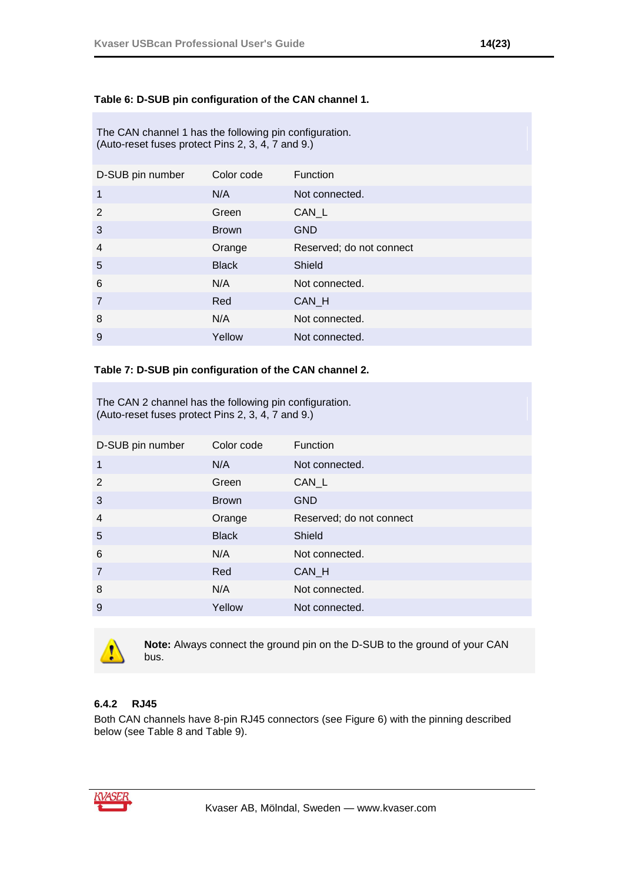**Table 6: D-SUB pin configuration of the CAN channel 1.**

The CAN channel 1 has the following pin configuration.
(Auto-reset fuses protect Pins 2, 3, 4, 7 and 9.)

| D-SUB pin number | Color code | Function |
|---|---|---|
| 1 | N/A | Not connected. |
| 2 | Green | CAN_L |
| 3 | Brown | GND |
| 4 | Orange | Reserved; do not connect |
| 5 | Black | Shield |
| 6 | N/A | Not connected. |
| 7 | Red | CAN_H |
| 8 | N/A | Not connected. |
| 9 | Yellow | Not connected. |

**Table 7: D-SUB pin configuration of the CAN channel 2.**

The CAN 2 channel has the following pin configuration.
(Auto-reset fuses protect Pins 2, 3, 4, 7 and 9.)

| D-SUB pin number | Color code | Function |
|---|---|---|
| 1 | N/A | Not connected. |
| 2 | Green | CAN_L |
| 3 | Brown | GND |
| 4 | Orange | Reserved; do not connect |
| 5 | Black | Shield |
| 6 | N/A | Not connected. |
| 7 | Red | CAN_H |
| 8 | N/A | Not connected. |
| 9 | Yellow | Not connected. |

**Note:** Always connect the ground pin on the D-SUB to the ground of your CAN bus.

### 6.4.2 RJ45

Both CAN channels have 8-pin RJ45 connectors (see Figure 6) with the pinning described below (see Table 8 and Table 9).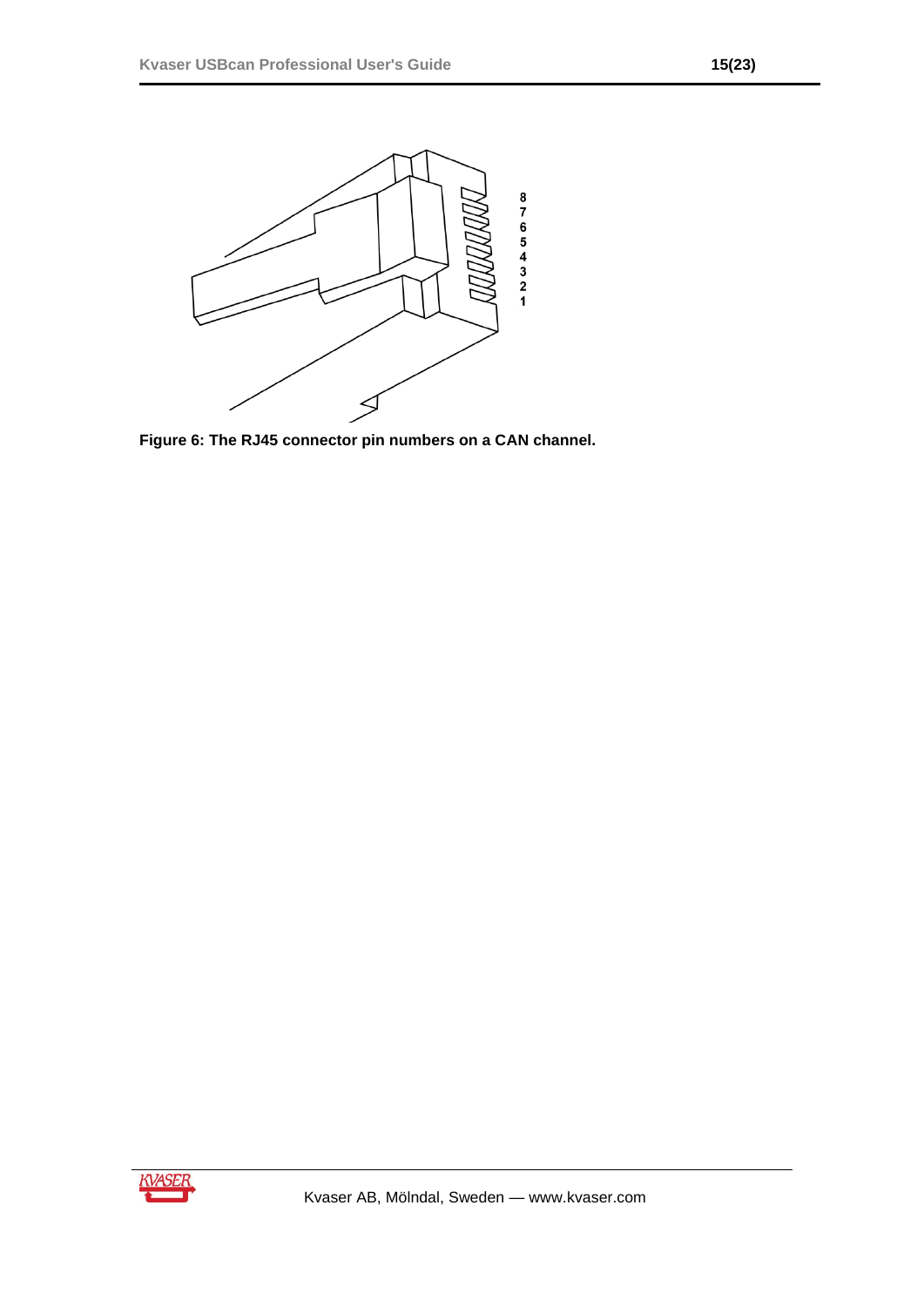**Figure 6: The RJ45 connector pin numbers on a CAN channel.**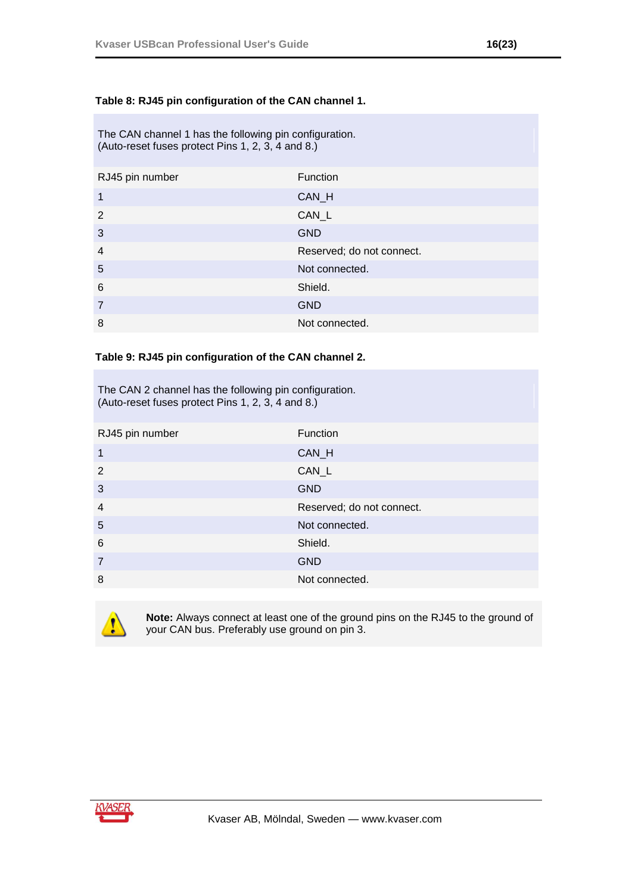**Table 8: RJ45 pin configuration of the CAN channel 1.**

The CAN channel 1 has the following pin configuration.
(Auto-reset fuses protect Pins 1, 2, 3, 4 and 8.)

| RJ45 pin number | Function |
|---|---|
| 1 | CAN_H |
| 2 | CAN_L |
| 3 | GND |
| 4 | Reserved; do not connect. |
| 5 | Not connected. |
| 6 | Shield. |
| 7 | GND |
| 8 | Not connected. |

**Table 9: RJ45 pin configuration of the CAN channel 2.**

The CAN 2 channel has the following pin configuration.
(Auto-reset fuses protect Pins 1, 2, 3, 4 and 8.)

| RJ45 pin number | Function |
|---|---|
| 1 | CAN_H |
| 2 | CAN_L |
| 3 | GND |
| 4 | Reserved; do not connect. |
| 5 | Not connected. |
| 6 | Shield. |
| 7 | GND |
| 8 | Not connected. |

**Note:** Always connect at least one of the ground pins on the RJ45 to the ground of your CAN bus. Preferably use ground on pin 3.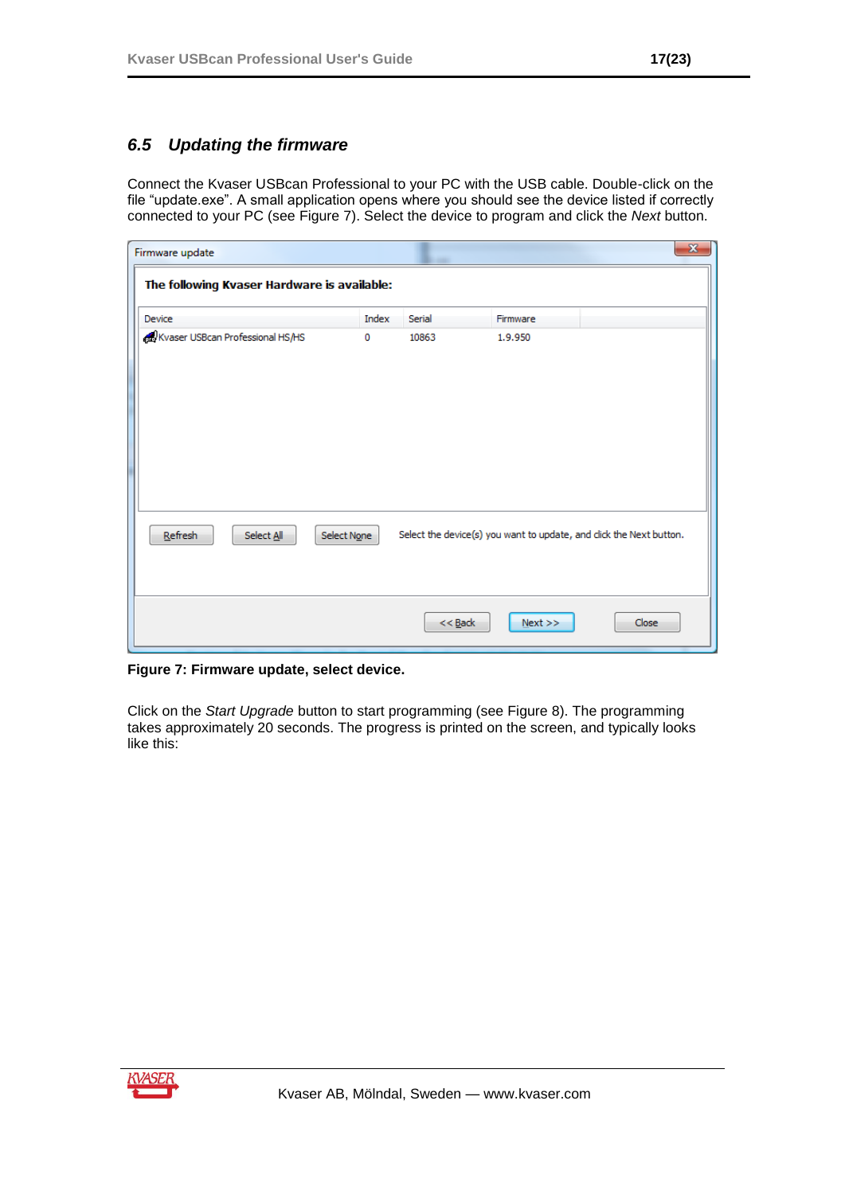## 6.5 Updating the firmware

Connect the Kvaser USBcan Professional to your PC with the USB cable. Double-click on the file “update.exe”. A small application opens where you should see the device listed if correctly connected to your PC (see Figure 7). Select the device to program and click the *Next* button.

**Figure 7: Firmware update, select device.**

Click on the *Start Upgrade* button to start programming (see Figure 8). The programming takes approximately 20 seconds. The progress is printed on the screen, and typically looks like this: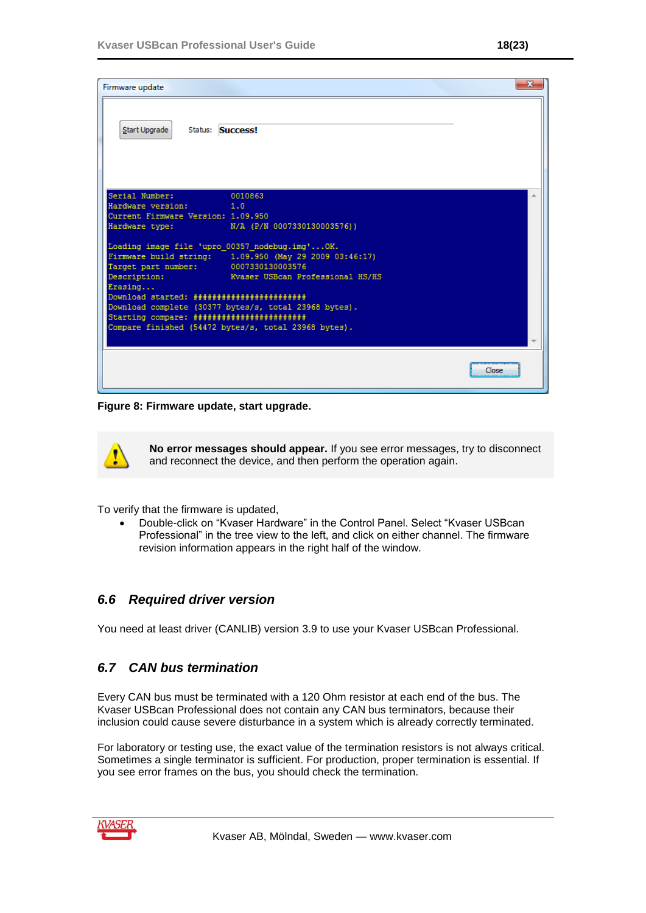Firmware update

Start Upgrade    Status: **Success!**

```
Serial Number:            0010863
Hardware version:         1.0
Current Firmware Version: 1.09.950
Hardware type:            N/A (P/N 0007330130003576))

Loading image file 'upro_00357_nodebug.img'...OK.
Firmware build string:    1.09.950 (May 29 2009 03:46:17)
Target part number:       0007330130003576
Description:              Kvaser USBcan Professional HS/HS
Erasing...
Download started: ########################
Download complete (30377 bytes/s, total 23968 bytes).
Starting compare: ########################
Compare finished (54472 bytes/s, total 23968 bytes).
```

Close

**Figure 8: Firmware update, start upgrade.**

**No error messages should appear.** If you see error messages, try to disconnect and reconnect the device, and then perform the operation again.

To verify that the firmware is updated,

- Double-click on "Kvaser Hardware" in the Control Panel. Select "Kvaser USBcan Professional" in the tree view to the left, and click on either channel. The firmware revision information appears in the right half of the window.

## *6.6 Required driver version*

You need at least driver (CANLIB) version 3.9 to use your Kvaser USBcan Professional.

## *6.7 CAN bus termination*

Every CAN bus must be terminated with a 120 Ohm resistor at each end of the bus. The Kvaser USBcan Professional does not contain any CAN bus terminators, because their inclusion could cause severe disturbance in a system which is already correctly terminated.

For laboratory or testing use, the exact value of the termination resistors is not always critical. Sometimes a single terminator is sufficient. For production, proper termination is essential. If you see error frames on the bus, you should check the termination.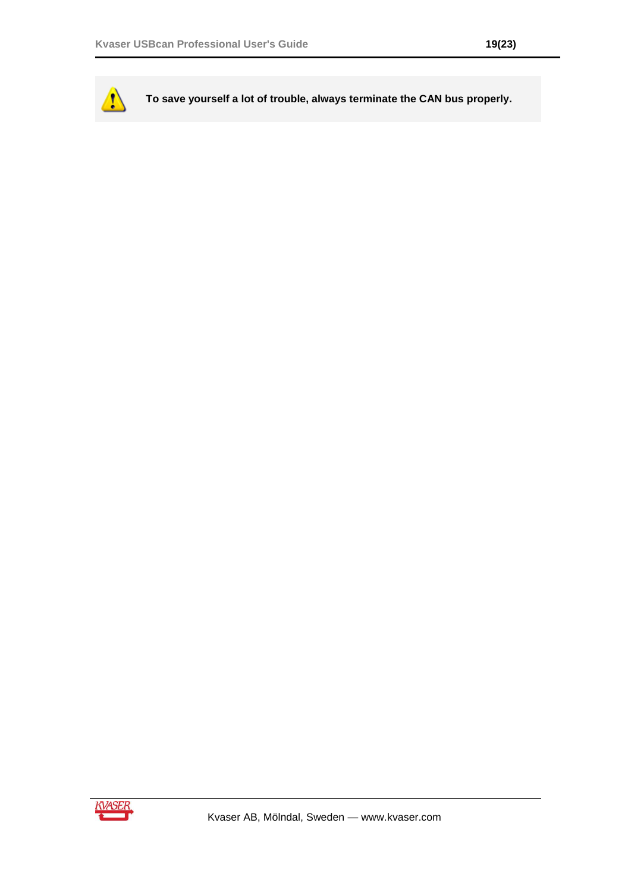**To save yourself a lot of trouble, always terminate the CAN bus properly.**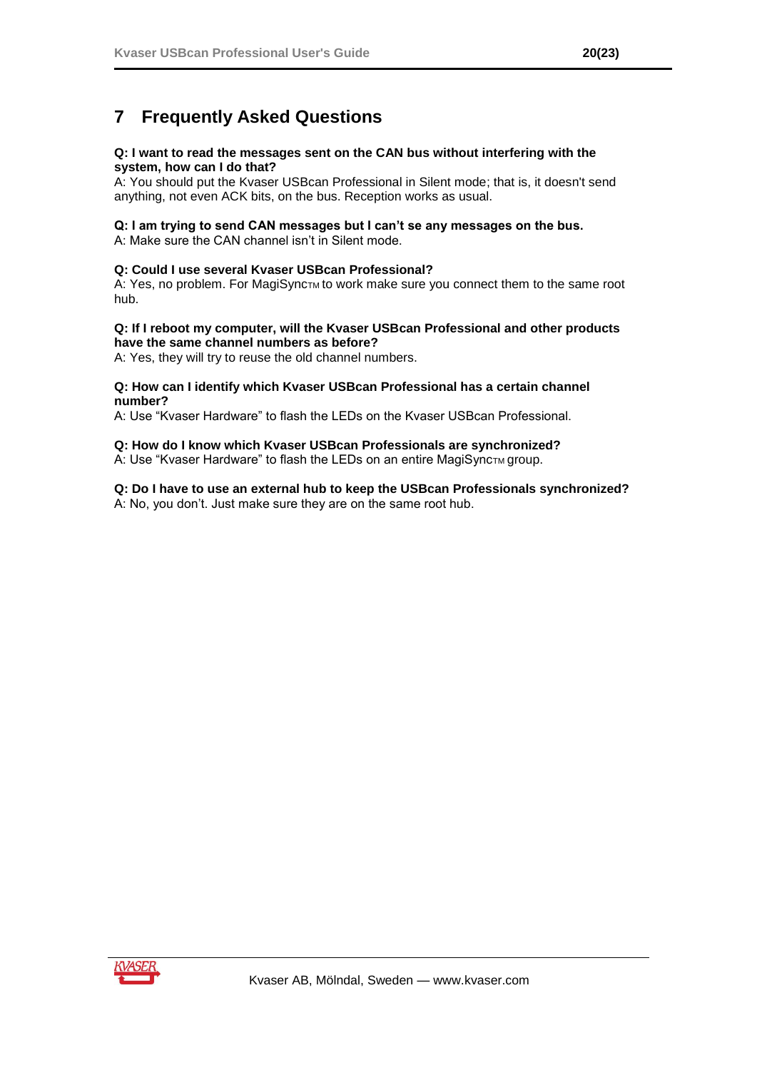# 7 Frequently Asked Questions

**Q: I want to read the messages sent on the CAN bus without interfering with the system, how can I do that?**
A: You should put the Kvaser USBcan Professional in Silent mode; that is, it doesn't send anything, not even ACK bits, on the bus. Reception works as usual.

**Q: I am trying to send CAN messages but I can't se any messages on the bus.**
A: Make sure the CAN channel isn't in Silent mode.

**Q: Could I use several Kvaser USBcan Professional?**
A: Yes, no problem. For MagiSyncTM to work make sure you connect them to the same root hub.

**Q: If I reboot my computer, will the Kvaser USBcan Professional and other products have the same channel numbers as before?**
A: Yes, they will try to reuse the old channel numbers.

**Q: How can I identify which Kvaser USBcan Professional has a certain channel number?**
A: Use "Kvaser Hardware" to flash the LEDs on the Kvaser USBcan Professional.

**Q: How do I know which Kvaser USBcan Professionals are synchronized?**
A: Use "Kvaser Hardware" to flash the LEDs on an entire MagiSyncTM group.

**Q: Do I have to use an external hub to keep the USBcan Professionals synchronized?**
A: No, you don't. Just make sure they are on the same root hub.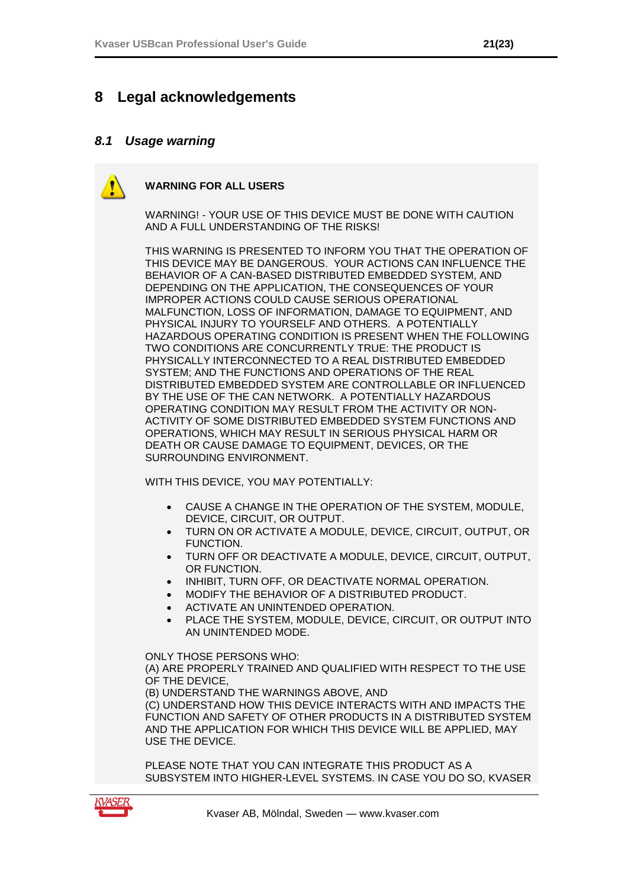# 8 Legal acknowledgements

## 8.1 *Usage warning*

**WARNING FOR ALL USERS**

WARNING! - YOUR USE OF THIS DEVICE MUST BE DONE WITH CAUTION AND A FULL UNDERSTANDING OF THE RISKS!

THIS WARNING IS PRESENTED TO INFORM YOU THAT THE OPERATION OF THIS DEVICE MAY BE DANGEROUS. YOUR ACTIONS CAN INFLUENCE THE BEHAVIOR OF A CAN-BASED DISTRIBUTED EMBEDDED SYSTEM, AND DEPENDING ON THE APPLICATION, THE CONSEQUENCES OF YOUR IMPROPER ACTIONS COULD CAUSE SERIOUS OPERATIONAL MALFUNCTION, LOSS OF INFORMATION, DAMAGE TO EQUIPMENT, AND PHYSICAL INJURY TO YOURSELF AND OTHERS. A POTENTIALLY HAZARDOUS OPERATING CONDITION IS PRESENT WHEN THE FOLLOWING TWO CONDITIONS ARE CONCURRENTLY TRUE: THE PRODUCT IS PHYSICALLY INTERCONNECTED TO A REAL DISTRIBUTED EMBEDDED SYSTEM; AND THE FUNCTIONS AND OPERATIONS OF THE REAL DISTRIBUTED EMBEDDED SYSTEM ARE CONTROLLABLE OR INFLUENCED BY THE USE OF THE CAN NETWORK. A POTENTIALLY HAZARDOUS OPERATING CONDITION MAY RESULT FROM THE ACTIVITY OR NON-ACTIVITY OF SOME DISTRIBUTED EMBEDDED SYSTEM FUNCTIONS AND OPERATIONS, WHICH MAY RESULT IN SERIOUS PHYSICAL HARM OR DEATH OR CAUSE DAMAGE TO EQUIPMENT, DEVICES, OR THE SURROUNDING ENVIRONMENT.

WITH THIS DEVICE, YOU MAY POTENTIALLY:

- CAUSE A CHANGE IN THE OPERATION OF THE SYSTEM, MODULE, DEVICE, CIRCUIT, OR OUTPUT.
- TURN ON OR ACTIVATE A MODULE, DEVICE, CIRCUIT, OUTPUT, OR FUNCTION.
- TURN OFF OR DEACTIVATE A MODULE, DEVICE, CIRCUIT, OUTPUT, OR FUNCTION.
- INHIBIT, TURN OFF, OR DEACTIVATE NORMAL OPERATION.
- MODIFY THE BEHAVIOR OF A DISTRIBUTED PRODUCT.
- ACTIVATE AN UNINTENDED OPERATION.
- PLACE THE SYSTEM, MODULE, DEVICE, CIRCUIT, OR OUTPUT INTO AN UNINTENDED MODE.

ONLY THOSE PERSONS WHO:
(A) ARE PROPERLY TRAINED AND QUALIFIED WITH RESPECT TO THE USE OF THE DEVICE,
(B) UNDERSTAND THE WARNINGS ABOVE, AND
(C) UNDERSTAND HOW THIS DEVICE INTERACTS WITH AND IMPACTS THE FUNCTION AND SAFETY OF OTHER PRODUCTS IN A DISTRIBUTED SYSTEM AND THE APPLICATION FOR WHICH THIS DEVICE WILL BE APPLIED, MAY USE THE DEVICE.

PLEASE NOTE THAT YOU CAN INTEGRATE THIS PRODUCT AS A SUBSYSTEM INTO HIGHER-LEVEL SYSTEMS. IN CASE YOU DO SO, KVASER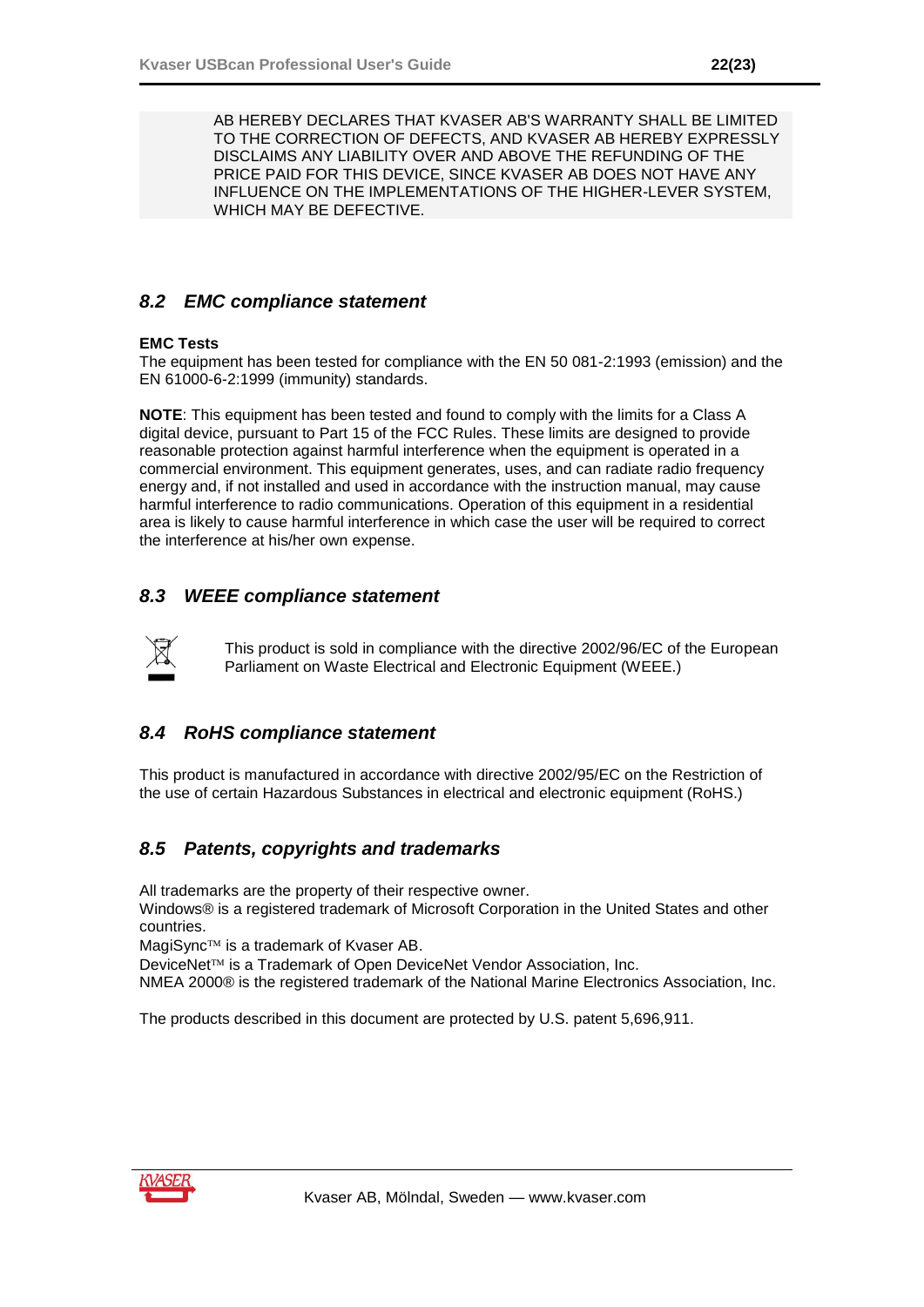AB HEREBY DECLARES THAT KVASER AB'S WARRANTY SHALL BE LIMITED TO THE CORRECTION OF DEFECTS, AND KVASER AB HEREBY EXPRESSLY DISCLAIMS ANY LIABILITY OVER AND ABOVE THE REFUNDING OF THE PRICE PAID FOR THIS DEVICE, SINCE KVASER AB DOES NOT HAVE ANY INFLUENCE ON THE IMPLEMENTATIONS OF THE HIGHER-LEVER SYSTEM, WHICH MAY BE DEFECTIVE.

## *8.2 EMC compliance statement*

**EMC Tests**
The equipment has been tested for compliance with the EN 50 081-2:1993 (emission) and the EN 61000-6-2:1999 (immunity) standards.

**NOTE**: This equipment has been tested and found to comply with the limits for a Class A digital device, pursuant to Part 15 of the FCC Rules. These limits are designed to provide reasonable protection against harmful interference when the equipment is operated in a commercial environment. This equipment generates, uses, and can radiate radio frequency energy and, if not installed and used in accordance with the instruction manual, may cause harmful interference to radio communications. Operation of this equipment in a residential area is likely to cause harmful interference in which case the user will be required to correct the interference at his/her own expense.

## *8.3 WEEE compliance statement*

This product is sold in compliance with the directive 2002/96/EC of the European Parliament on Waste Electrical and Electronic Equipment (WEEE.)

## *8.4 RoHS compliance statement*

This product is manufactured in accordance with directive 2002/95/EC on the Restriction of the use of certain Hazardous Substances in electrical and electronic equipment (RoHS.)

## *8.5 Patents, copyrights and trademarks*

All trademarks are the property of their respective owner.
Windows® is a registered trademark of Microsoft Corporation in the United States and other countries.
MagiSync™ is a trademark of Kvaser AB.
DeviceNet™ is a Trademark of Open DeviceNet Vendor Association, Inc.
NMEA 2000® is the registered trademark of the National Marine Electronics Association, Inc.

The products described in this document are protected by U.S. patent 5,696,911.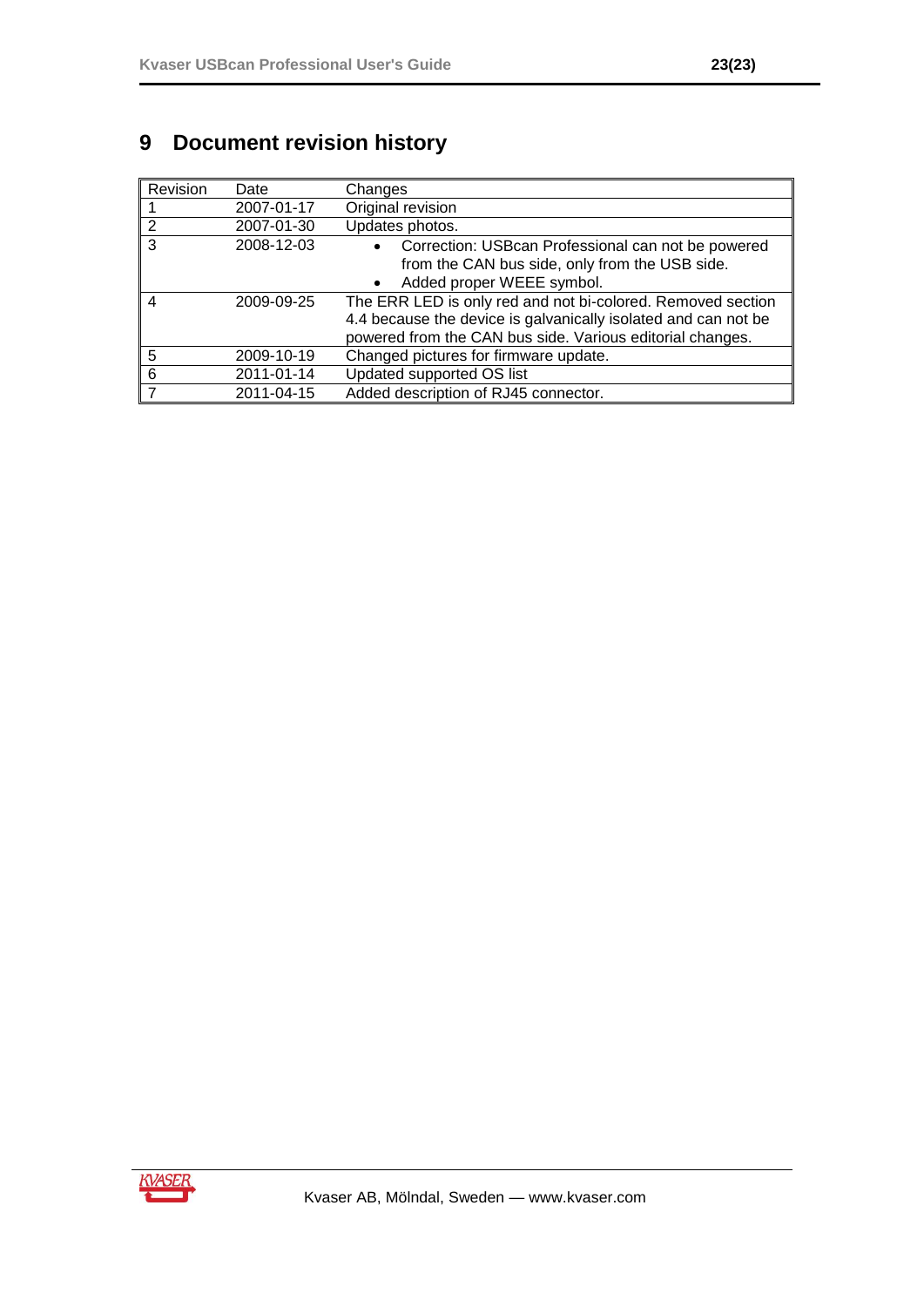# 9 Document revision history

| Revision | Date | Changes |
|---|---|---|
| 1 | 2007-01-17 | Original revision |
| 2 | 2007-01-30 | Updates photos. |
| 3 | 2008-12-03 | • Correction: USBcan Professional can not be powered from the CAN bus side, only from the USB side. <br> • Added proper WEEE symbol. |
| 4 | 2009-09-25 | The ERR LED is only red and not bi-colored. Removed section 4.4 because the device is galvanically isolated and can not be powered from the CAN bus side. Various editorial changes. |
| 5 | 2009-10-19 | Changed pictures for firmware update. |
| 6 | 2011-01-14 | Updated supported OS list |
| 7 | 2011-04-15 | Added description of RJ45 connector. |